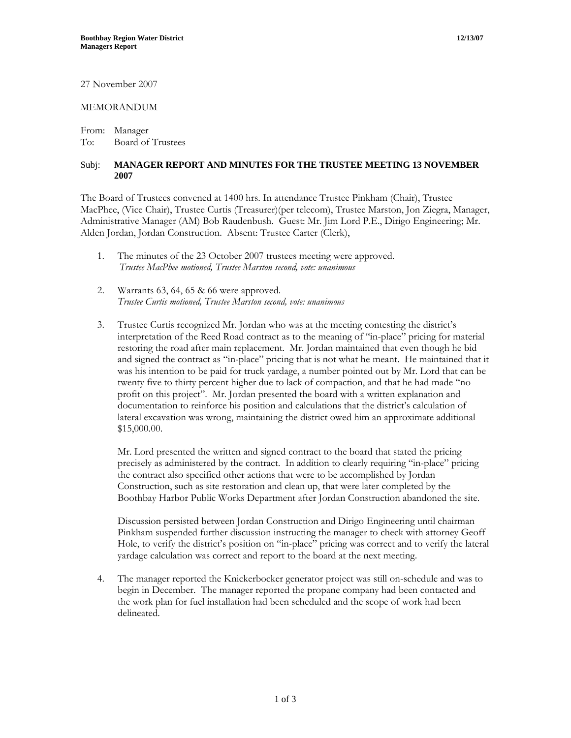27 November 2007

MEMORANDUM

From: Manager
To: Board of Trustees

Subj: **MANAGER REPORT AND MINUTES FOR THE TRUSTEE MEETING 13 NOVEMBER 2007**

The Board of Trustees convened at 1400 hrs. In attendance Trustee Pinkham (Chair), Trustee MacPhee, (Vice Chair), Trustee Curtis (Treasurer)(per telecom), Trustee Marston, Jon Ziegra, Manager, Administrative Manager (AM) Bob Raudenbush. Guest: Mr. Jim Lord P.E., Dirigo Engineering; Mr. Alden Jordan, Jordan Construction. Absent: Trustee Carter (Clerk),

1. The minutes of the 23 October 2007 trustees meeting were approved.
   *Trustee MacPhee motioned, Trustee Marston second, vote: unanimous*

2. Warrants 63, 64, 65 & 66 were approved.
   *Trustee Curtis motioned, Trustee Marston second, vote: unanimous*

3. Trustee Curtis recognized Mr. Jordan who was at the meeting contesting the district's interpretation of the Reed Road contract as to the meaning of "in-place" pricing for material restoring the road after main replacement. Mr. Jordan maintained that even though he bid and signed the contract as "in-place" pricing that is not what he meant. He maintained that it was his intention to be paid for truck yardage, a number pointed out by Mr. Lord that can be twenty five to thirty percent higher due to lack of compaction, and that he had made "no profit on this project". Mr. Jordan presented the board with a written explanation and documentation to reinforce his position and calculations that the district's calculation of lateral excavation was wrong, maintaining the district owed him an approximate additional $15,000.00.

   Mr. Lord presented the written and signed contract to the board that stated the pricing precisely as administered by the contract. In addition to clearly requiring "in-place" pricing the contract also specified other actions that were to be accomplished by Jordan Construction, such as site restoration and clean up, that were later completed by the Boothbay Harbor Public Works Department after Jordan Construction abandoned the site.

   Discussion persisted between Jordan Construction and Dirigo Engineering until chairman Pinkham suspended further discussion instructing the manager to check with attorney Geoff Hole, to verify the district's position on "in-place" pricing was correct and to verify the lateral yardage calculation was correct and report to the board at the next meeting.

4. The manager reported the Knickerbocker generator project was still on-schedule and was to begin in December. The manager reported the propane company had been contacted and the work plan for fuel installation had been scheduled and the scope of work had been delineated.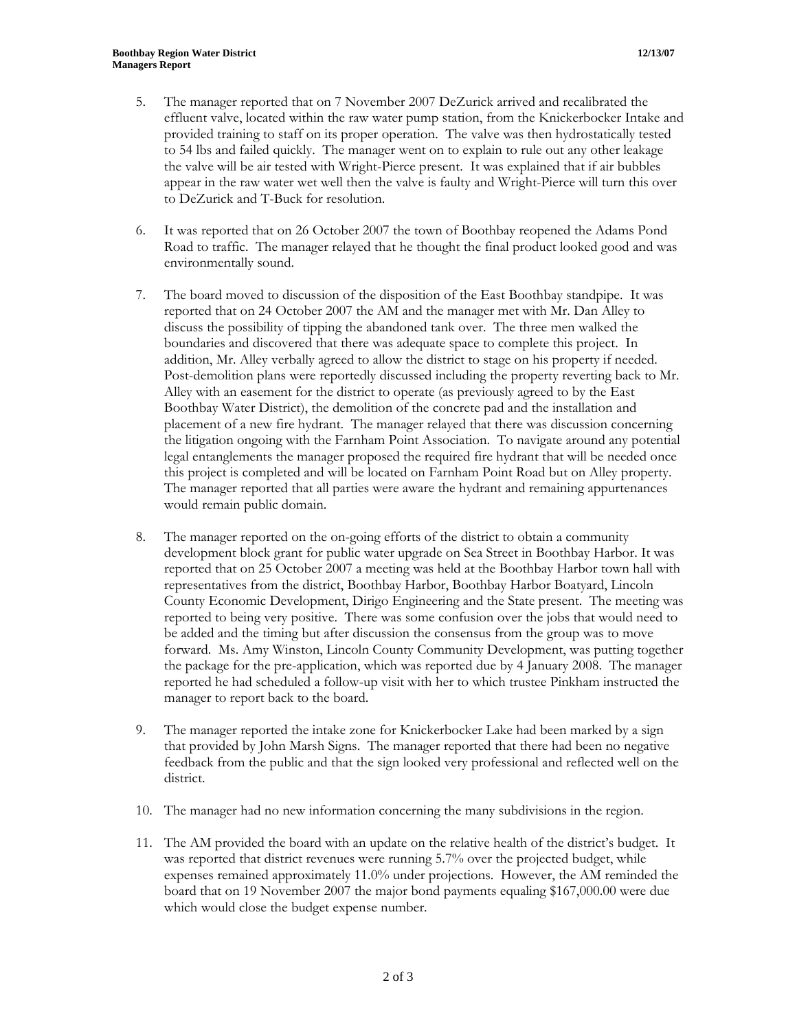5. The manager reported that on 7 November 2007 DeZurick arrived and recalibrated the effluent valve, located within the raw water pump station, from the Knickerbocker Intake and provided training to staff on its proper operation. The valve was then hydrostatically tested to 54 lbs and failed quickly. The manager went on to explain to rule out any other leakage the valve will be air tested with Wright-Pierce present. It was explained that if air bubbles appear in the raw water wet well then the valve is faulty and Wright-Pierce will turn this over to DeZurick and T-Buck for resolution.

6. It was reported that on 26 October 2007 the town of Boothbay reopened the Adams Pond Road to traffic. The manager relayed that he thought the final product looked good and was environmentally sound.

7. The board moved to discussion of the disposition of the East Boothbay standpipe. It was reported that on 24 October 2007 the AM and the manager met with Mr. Dan Alley to discuss the possibility of tipping the abandoned tank over. The three men walked the boundaries and discovered that there was adequate space to complete this project. In addition, Mr. Alley verbally agreed to allow the district to stage on his property if needed. Post-demolition plans were reportedly discussed including the property reverting back to Mr. Alley with an easement for the district to operate (as previously agreed to by the East Boothbay Water District), the demolition of the concrete pad and the installation and placement of a new fire hydrant. The manager relayed that there was discussion concerning the litigation ongoing with the Farnham Point Association. To navigate around any potential legal entanglements the manager proposed the required fire hydrant that will be needed once this project is completed and will be located on Farnham Point Road but on Alley property. The manager reported that all parties were aware the hydrant and remaining appurtenances would remain public domain.

8. The manager reported on the on-going efforts of the district to obtain a community development block grant for public water upgrade on Sea Street in Boothbay Harbor. It was reported that on 25 October 2007 a meeting was held at the Boothbay Harbor town hall with representatives from the district, Boothbay Harbor, Boothbay Harbor Boatyard, Lincoln County Economic Development, Dirigo Engineering and the State present. The meeting was reported to being very positive. There was some confusion over the jobs that would need to be added and the timing but after discussion the consensus from the group was to move forward. Ms. Amy Winston, Lincoln County Community Development, was putting together the package for the pre-application, which was reported due by 4 January 2008. The manager reported he had scheduled a follow-up visit with her to which trustee Pinkham instructed the manager to report back to the board.

9. The manager reported the intake zone for Knickerbocker Lake had been marked by a sign that provided by John Marsh Signs. The manager reported that there had been no negative feedback from the public and that the sign looked very professional and reflected well on the district.

10. The manager had no new information concerning the many subdivisions in the region.

11. The AM provided the board with an update on the relative health of the district's budget. It was reported that district revenues were running 5.7% over the projected budget, while expenses remained approximately 11.0% under projections. However, the AM reminded the board that on 19 November 2007 the major bond payments equaling $167,000.00 were due which would close the budget expense number.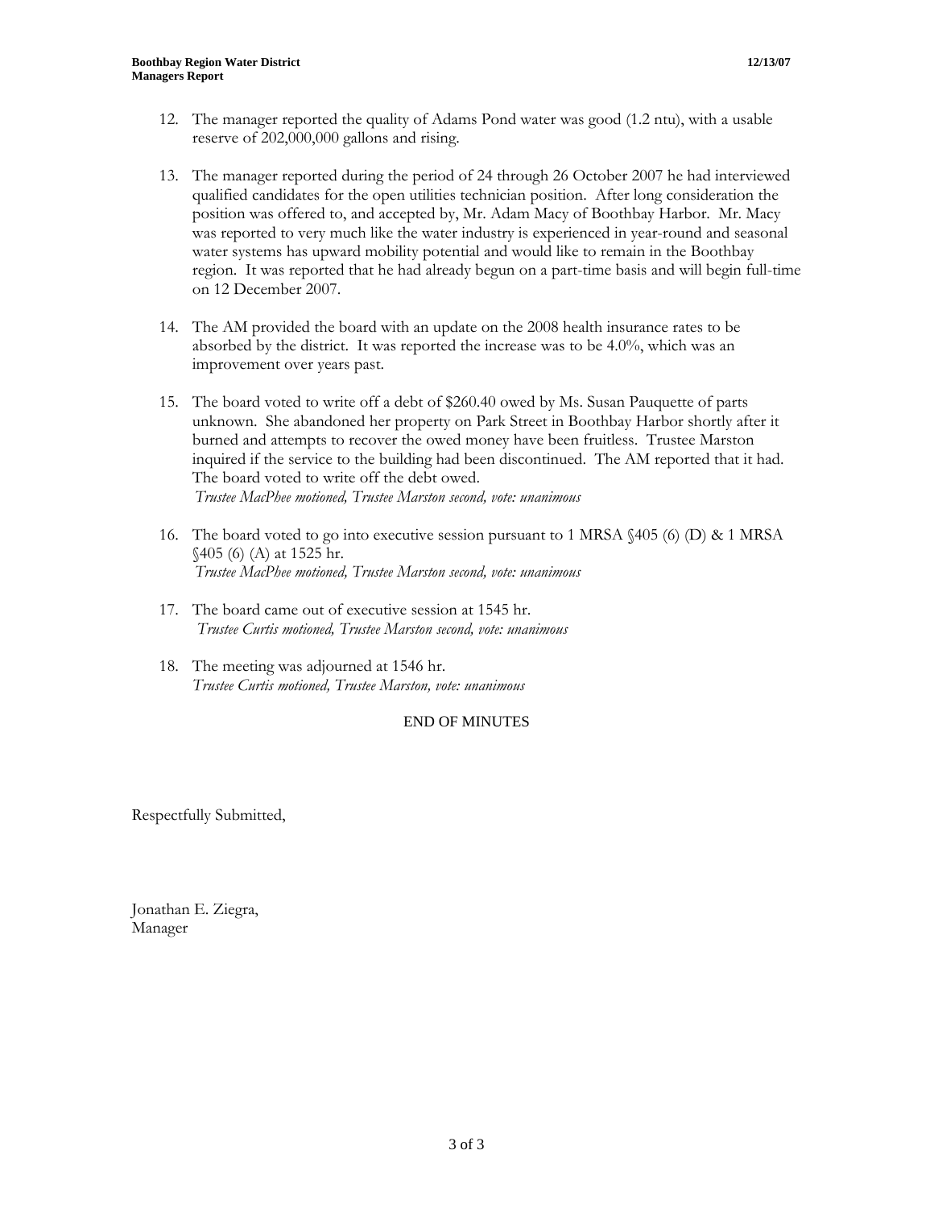12. The manager reported the quality of Adams Pond water was good (1.2 ntu), with a usable reserve of 202,000,000 gallons and rising.

13. The manager reported during the period of 24 through 26 October 2007 he had interviewed qualified candidates for the open utilities technician position. After long consideration the position was offered to, and accepted by, Mr. Adam Macy of Boothbay Harbor. Mr. Macy was reported to very much like the water industry is experienced in year-round and seasonal water systems has upward mobility potential and would like to remain in the Boothbay region. It was reported that he had already begun on a part-time basis and will begin full-time on 12 December 2007.

14. The AM provided the board with an update on the 2008 health insurance rates to be absorbed by the district. It was reported the increase was to be 4.0%, which was an improvement over years past.

15. The board voted to write off a debt of $260.40 owed by Ms. Susan Pauquette of parts unknown. She abandoned her property on Park Street in Boothbay Harbor shortly after it burned and attempts to recover the owed money have been fruitless. Trustee Marston inquired if the service to the building had been discontinued. The AM reported that it had. The board voted to write off the debt owed.
    *Trustee MacPhee motioned, Trustee Marston second, vote: unanimous*

16. The board voted to go into executive session pursuant to 1 MRSA §405 (6) (D) & 1 MRSA §405 (6) (A) at 1525 hr.
    *Trustee MacPhee motioned, Trustee Marston second, vote: unanimous*

17. The board came out of executive session at 1545 hr.
    *Trustee Curtis motioned, Trustee Marston second, vote: unanimous*

18. The meeting was adjourned at 1546 hr.
    *Trustee Curtis motioned, Trustee Marston, vote: unanimous*

END OF MINUTES

Respectfully Submitted,

Jonathan E. Ziegra,
Manager